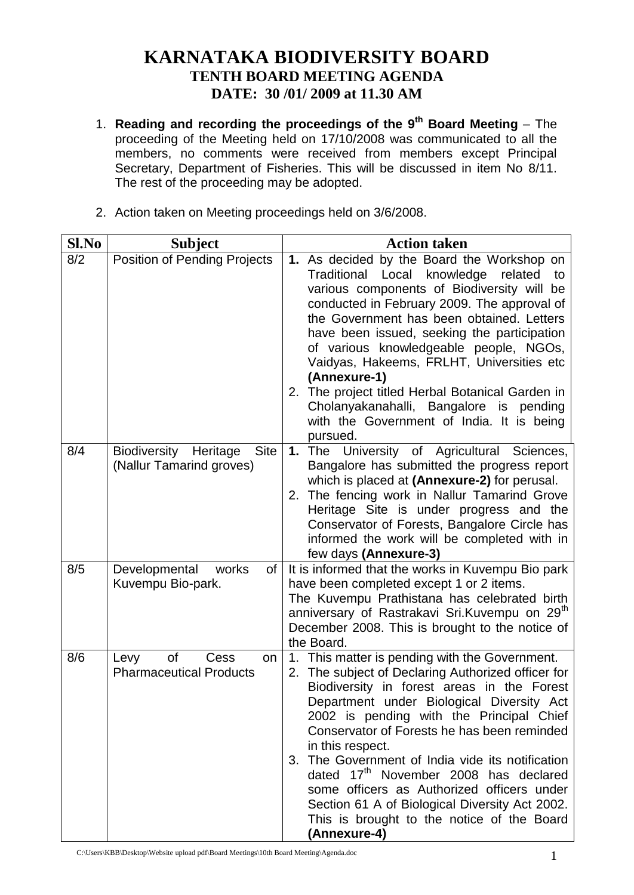# KARNATAKA BIODIVERSITY BOARD
## TENTH BOARD MEETING AGENDA
## DATE: 30 /01/ 2009 at 11.30 AM

1. **Reading and recording the proceedings of the 9th Board Meeting** – The proceeding of the Meeting held on 17/10/2008 was communicated to all the members, no comments were received from members except Principal Secretary, Department of Fisheries. This will be discussed in item No 8/11. The rest of the proceeding may be adopted.

2. Action taken on Meeting proceedings held on 3/6/2008.

| Sl.No | Subject | Action taken |
|---|---|---|
| 8/2 | Position of Pending Projects | **1.** As decided by the Board the Workshop on Traditional Local knowledge related to various components of Biodiversity will be conducted in February 2009. The approval of the Government has been obtained. Letters have been issued, seeking the participation of various knowledgeable people, NGOs, Vaidyas, Hakeems, FRLHT, Universities etc **(Annexure-1)**<br>2. The project titled Herbal Botanical Garden in Cholanyakanahalli, Bangalore is pending with the Government of India. It is being pursued. |
| 8/4 | Biodiversity Heritage Site (Nallur Tamarind groves) | **1.** The University of Agricultural Sciences, Bangalore has submitted the progress report which is placed at **(Annexure-2)** for perusal.<br>2. The fencing work in Nallur Tamarind Grove Heritage Site is under progress and the Conservator of Forests, Bangalore Circle has informed the work will be completed with in few days **(Annexure-3)** |
| 8/5 | Developmental works of Kuvempu Bio-park. | It is informed that the works in Kuvempu Bio park have been completed except 1 or 2 items.<br>The Kuvempu Prathistana has celebrated birth anniversary of Rastrakavi Sri.Kuvempu on 29th December 2008. This is brought to the notice of the Board. |
| 8/6 | Levy of Cess on Pharmaceutical Products | 1. This matter is pending with the Government.<br>2. The subject of Declaring Authorized officer for Biodiversity in forest areas in the Forest Department under Biological Diversity Act 2002 is pending with the Principal Chief Conservator of Forests he has been reminded in this respect.<br>3. The Government of India vide its notification dated 17th November 2008 has declared some officers as Authorized officers under Section 61 A of Biological Diversity Act 2002. This is brought to the notice of the Board **(Annexure-4)** |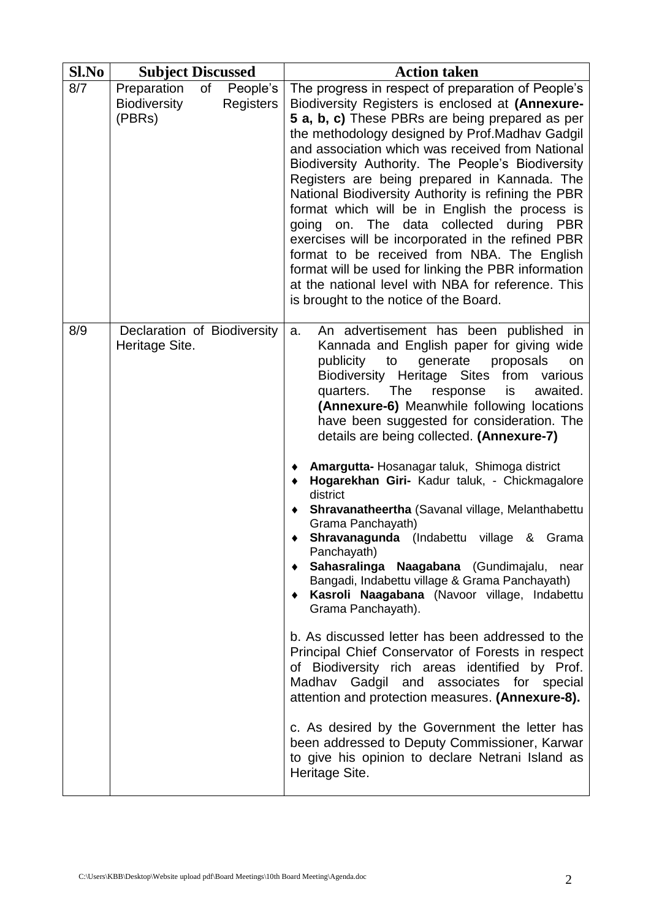| Sl.No | Subject Discussed | Action taken |
|---|---|---|
| 8/7 | Preparation of People's Biodiversity Registers (PBRs) | The progress in respect of preparation of People's Biodiversity Registers is enclosed at **(Annexure-5 a, b, c)** These PBRs are being prepared as per the methodology designed by Prof.Madhav Gadgil and association which was received from National Biodiversity Authority. The People's Biodiversity Registers are being prepared in Kannada. The National Biodiversity Authority is refining the PBR format which will be in English the process is going on. The data collected during PBR exercises will be incorporated in the refined PBR format to be received from NBA. The English format will be used for linking the PBR information at the national level with NBA for reference. This is brought to the notice of the Board. |
| 8/9 | Declaration of Biodiversity Heritage Site. | a. An advertisement has been published in Kannada and English paper for giving wide publicity to generate proposals on Biodiversity Heritage Sites from various quarters. The response is awaited. **(Annexure-6)** Meanwhile following locations have been suggested for consideration. The details are being collected. **(Annexure-7)**<br><br>♦ **Amargutta-** Hosanagar taluk, Shimoga district<br>♦ **Hogarekhan Giri-** Kadur taluk, - Chickmagalore district<br>♦ **Shravanatheertha** (Savanal village, Melanthabettu Grama Panchayath)<br>♦ **Shravanagunda** (Indabettu village & Grama Panchayath)<br>♦ **Sahasralinga Naagabana** (Gundimajalu, near Bangadi, Indabettu village & Grama Panchayath)<br>♦ **Kasroli Naagabana** (Navoor village, Indabettu Grama Panchayath).<br><br>b. As discussed letter has been addressed to the Principal Chief Conservator of Forests in respect of Biodiversity rich areas identified by Prof. Madhav Gadgil and associates for special attention and protection measures. **(Annexure-8).**<br><br>c. As desired by the Government the letter has been addressed to Deputy Commissioner, Karwar to give his opinion to declare Netrani Island as Heritage Site. |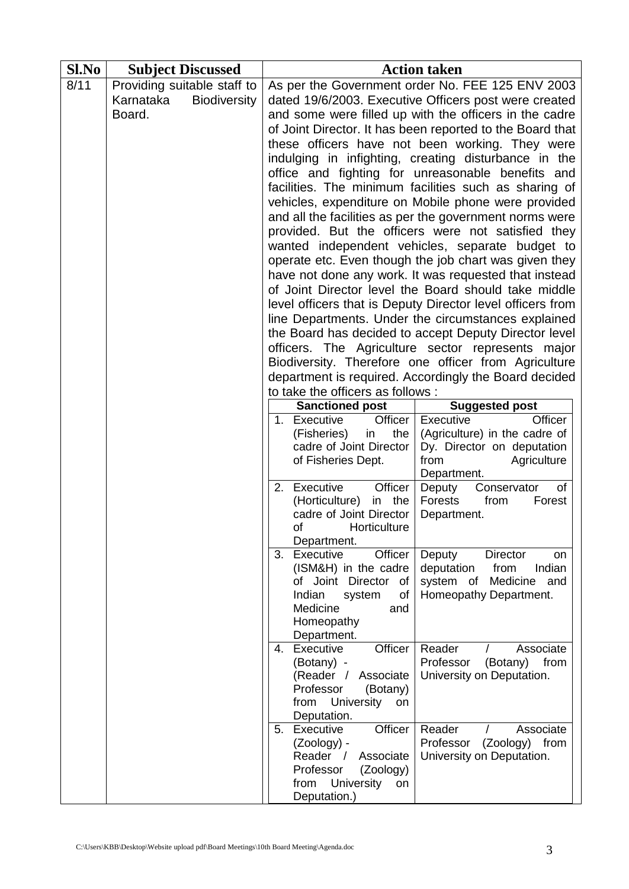| Sl.No | Subject Discussed | Action taken |
|---|---|---|
| 8/11 | Providing suitable staff to Karnataka Biodiversity Board. | As per the Government order No. FEE 125 ENV 2003 dated 19/6/2003. Executive Officers post were created and some were filled up with the officers in the cadre of Joint Director. It has been reported to the Board that these officers have not been working. They were indulging in infighting, creating disturbance in the office and fighting for unreasonable benefits and facilities. The minimum facilities such as sharing of vehicles, expenditure on Mobile phone were provided and all the facilities as per the government norms were provided. But the officers were not satisfied they wanted independent vehicles, separate budget to operate etc. Even though the job chart was given they have not done any work. It was requested that instead of Joint Director level the Board should take middle level officers that is Deputy Director level officers from line Departments. Under the circumstances explained the Board has decided to accept Deputy Director level officers. The Agriculture sector represents major Biodiversity. Therefore one officer from Agriculture department is required. Accordingly the Board decided to take the officers as follows : |

| Sanctioned post | Suggested post |
|---|---|
| 1. Executive Officer (Fisheries) in the cadre of Joint Director of Fisheries Dept. | Executive Officer (Agriculture) in the cadre of Dy. Director on deputation from Agriculture Department. |
| 2. Executive Officer (Horticulture) in the cadre of Joint Director of Horticulture Department. | Deputy Conservator of Forests from Forest Department. |
| 3. Executive Officer (ISM&H) in the cadre of Joint Director of Indian system of Medicine and Homeopathy Department. | Deputy Director on deputation from Indian system of Medicine and Homeopathy Department. |
| 4. Executive Officer (Botany) - (Reader / Associate Professor (Botany) from University on Deputation. | Reader / Associate Professor (Botany) from University on Deputation. |
| 5. Executive Officer (Zoology) - Reader / Associate Professor (Zoology) from University on Deputation.) | Reader / Associate Professor (Zoology) from University on Deputation. |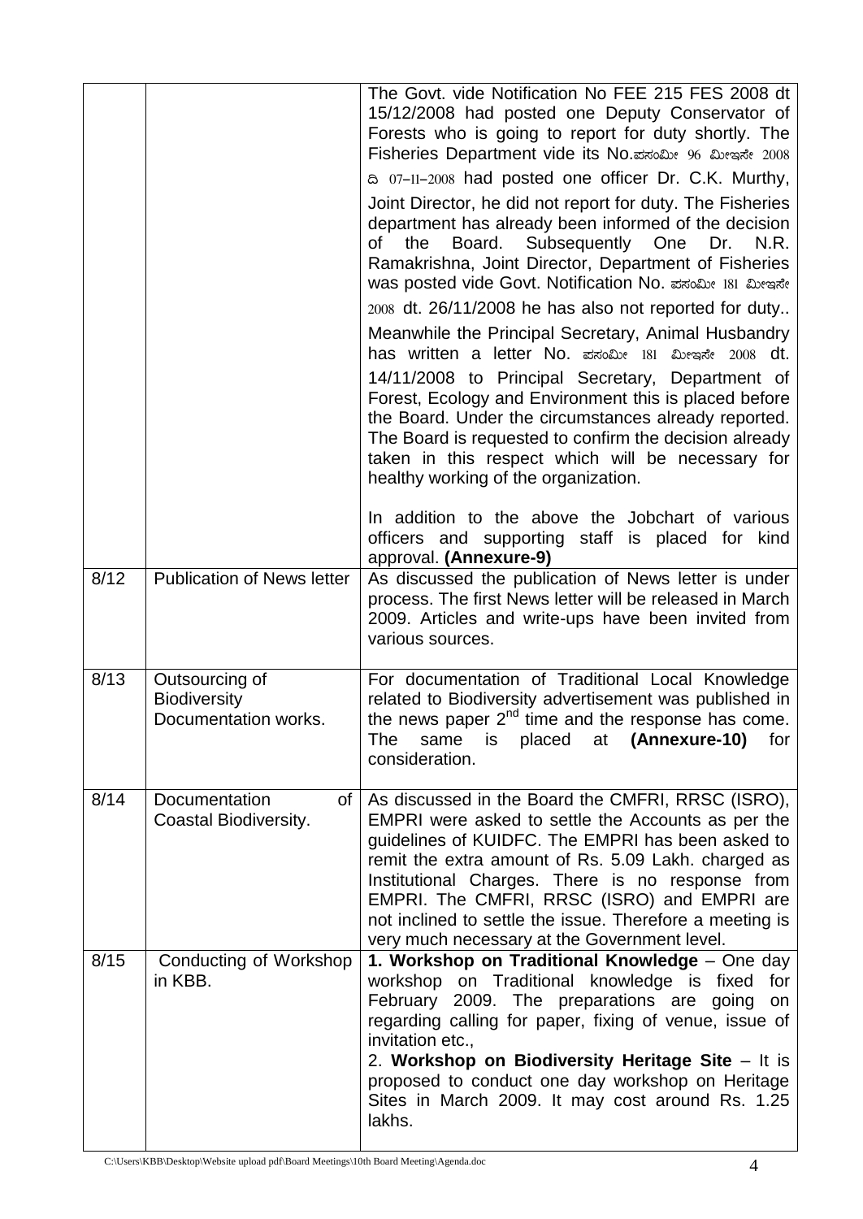| | | |
|---|---|---|
| | | The Govt. vide Notification No FEE 215 FES 2008 dt 15/12/2008 had posted one Deputy Conservator of Forests who is going to report for duty shortly. The Fisheries Department vide its No.ಪಸಂಮೀ 96 ಮೀಇಸೇ 2008 ದಿ 07-11-2008 had posted one officer Dr. C.K. Murthy, Joint Director, he did not report for duty. The Fisheries department has already been informed of the decision of the Board. Subsequently One Dr. N.R. Ramakrishna, Joint Director, Department of Fisheries was posted vide Govt. Notification No. ಪಸಂಮೀ 181 ಮೀಇಸೇ 2008 dt. 26/11/2008 he has also not reported for duty.. Meanwhile the Principal Secretary, Animal Husbandry has written a letter No. ಪಸಂಮೀ 181 ಮೀಇಸೇ 2008 dt. 14/11/2008 to Principal Secretary, Department of Forest, Ecology and Environment this is placed before the Board. Under the circumstances already reported. The Board is requested to confirm the decision already taken in this respect which will be necessary for healthy working of the organization.<br><br>In addition to the above the Jobchart of various officers and supporting staff is placed for kind approval. **(Annexure-9)** |
| 8/12 | Publication of News letter | As discussed the publication of News letter is under process. The first News letter will be released in March 2009. Articles and write-ups have been invited from various sources. |
| 8/13 | Outsourcing of Biodiversity Documentation works. | For documentation of Traditional Local Knowledge related to Biodiversity advertisement was published in the news paper 2nd time and the response has come. The same is placed at **(Annexure-10)** for consideration. |
| 8/14 | Documentation of Coastal Biodiversity. | As discussed in the Board the CMFRI, RRSC (ISRO), EMPRI were asked to settle the Accounts as per the guidelines of KUIDFC. The EMPRI has been asked to remit the extra amount of Rs. 5.09 Lakh. charged as Institutional Charges. There is no response from EMPRI. The CMFRI, RRSC (ISRO) and EMPRI are not inclined to settle the issue. Therefore a meeting is very much necessary at the Government level. |
| 8/15 | Conducting of Workshop in KBB. | 1. **Workshop on Traditional Knowledge** – One day workshop on Traditional knowledge is fixed for February 2009. The preparations are going on regarding calling for paper, fixing of venue, issue of invitation etc.,<br>2. **Workshop on Biodiversity Heritage Site** – It is proposed to conduct one day workshop on Heritage Sites in March 2009. It may cost around Rs. 1.25 lakhs. |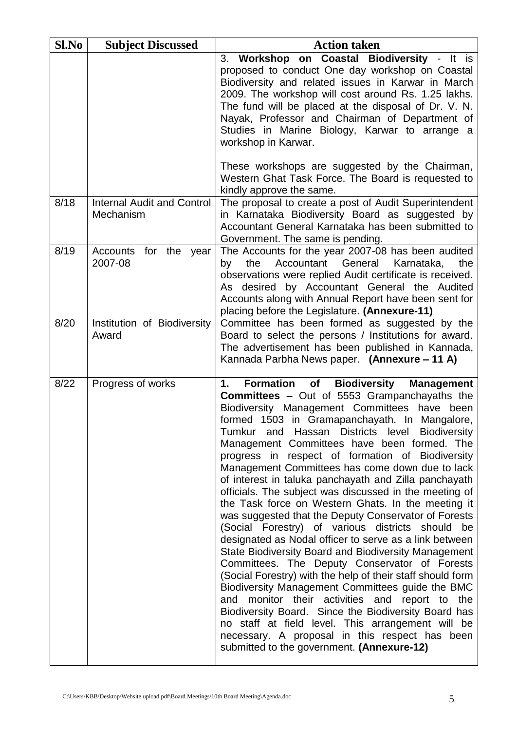| Sl.No | Subject Discussed | Action taken |
|---|---|---|
| | | 3. **Workshop on Coastal Biodiversity** - It is proposed to conduct One day workshop on Coastal Biodiversity and related issues in Karwar in March 2009. The workshop will cost around Rs. 1.25 lakhs. The fund will be placed at the disposal of Dr. V. N. Nayak, Professor and Chairman of Department of Studies in Marine Biology, Karwar to arrange a workshop in Karwar.<br><br>These workshops are suggested by the Chairman, Western Ghat Task Force. The Board is requested to kindly approve the same. |
| 8/18 | Internal Audit and Control Mechanism | The proposal to create a post of Audit Superintendent in Karnataka Biodiversity Board as suggested by Accountant General Karnataka has been submitted to Government. The same is pending. |
| 8/19 | Accounts for the year 2007-08 | The Accounts for the year 2007-08 has been audited by the Accountant General Karnataka, the observations were replied Audit certificate is received. As desired by Accountant General the Audited Accounts along with Annual Report have been sent for placing before the Legislature. **(Annexure-11)** |
| 8/20 | Institution of Biodiversity Award | Committee has been formed as suggested by the Board to select the persons / Institutions for award. The advertisement has been published in Kannada, Kannada Parbha News paper. **(Annexure – 11 A)** |
| 8/22 | Progress of works | **1. Formation of Biodiversity Management Committees** – Out of 5553 Grampanchayaths the Biodiversity Management Committees have been formed 1503 in Gramapanchayath. In Mangalore, Tumkur and Hassan Districts level Biodiversity Management Committees have been formed. The progress in respect of formation of Biodiversity Management Committees has come down due to lack of interest in taluka panchayath and Zilla panchayath officials. The subject was discussed in the meeting of the Task force on Western Ghats. In the meeting it was suggested that the Deputy Conservator of Forests (Social Forestry) of various districts should be designated as Nodal officer to serve as a link between State Biodiversity Board and Biodiversity Management Committees. The Deputy Conservator of Forests (Social Forestry) with the help of their staff should form Biodiversity Management Committees guide the BMC and monitor their activities and report to the Biodiversity Board. Since the Biodiversity Board has no staff at field level. This arrangement will be necessary. A proposal in this respect has been submitted to the government. **(Annexure-12)** |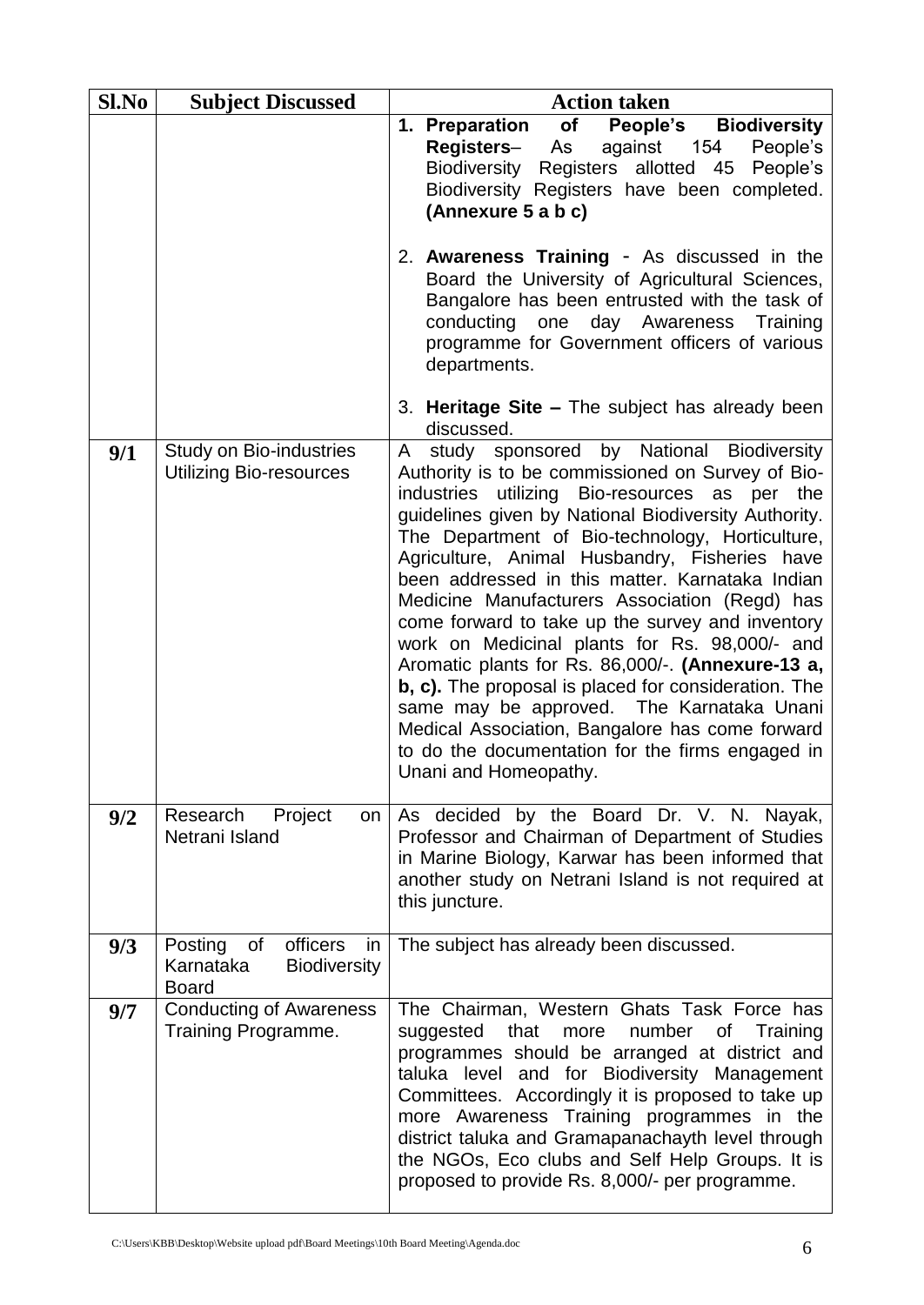| Sl.No | Subject Discussed | Action taken |
|---|---|---|
| | | 1. **Preparation of People's Biodiversity Registers**– As against 154 People's Biodiversity Registers allotted 45 People's Biodiversity Registers have been completed. **(Annexure 5 a b c)**<br><br>2. **Awareness Training** - As discussed in the Board the University of Agricultural Sciences, Bangalore has been entrusted with the task of conducting one day Awareness Training programme for Government officers of various departments.<br><br>3. **Heritage Site –** The subject has already been discussed. |
| **9/1** | Study on Bio-industries Utilizing Bio-resources | A study sponsored by National Biodiversity Authority is to be commissioned on Survey of Bio-industries utilizing Bio-resources as per the guidelines given by National Biodiversity Authority. The Department of Bio-technology, Horticulture, Agriculture, Animal Husbandry, Fisheries have been addressed in this matter. Karnataka Indian Medicine Manufacturers Association (Regd) has come forward to take up the survey and inventory work on Medicinal plants for Rs. 98,000/- and Aromatic plants for Rs. 86,000/-. **(Annexure-13 a, b, c).** The proposal is placed for consideration. The same may be approved. The Karnataka Unani Medical Association, Bangalore has come forward to do the documentation for the firms engaged in Unani and Homeopathy. |
| **9/2** | Research Project on Netrani Island | As decided by the Board Dr. V. N. Nayak, Professor and Chairman of Department of Studies in Marine Biology, Karwar has been informed that another study on Netrani Island is not required at this juncture. |
| **9/3** | Posting of officers in Karnataka Biodiversity Board | The subject has already been discussed. |
| **9/7** | Conducting of Awareness Training Programme. | The Chairman, Western Ghats Task Force has suggested that more number of Training programmes should be arranged at district and taluka level and for Biodiversity Management Committees. Accordingly it is proposed to take up more Awareness Training programmes in the district taluka and Gramapanachayth level through the NGOs, Eco clubs and Self Help Groups. It is proposed to provide Rs. 8,000/- per programme. |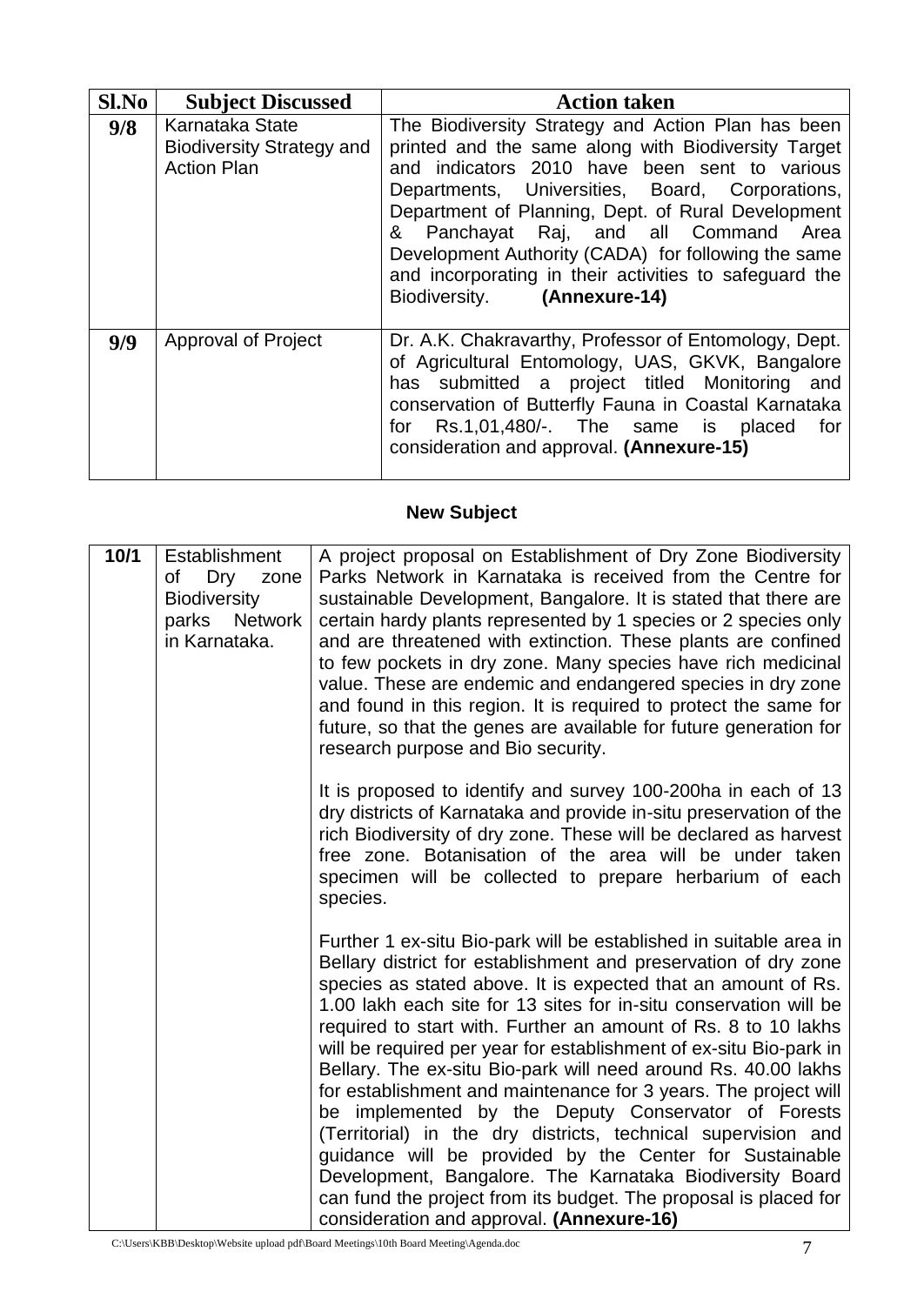| Sl.No | Subject Discussed | Action taken |
|---|---|---|
| 9/8 | Karnataka State Biodiversity Strategy and Action Plan | The Biodiversity Strategy and Action Plan has been printed and the same along with Biodiversity Target and indicators 2010 have been sent to various Departments, Universities, Board, Corporations, Department of Planning, Dept. of Rural Development & Panchayat Raj, and all Command Area Development Authority (CADA) for following the same and incorporating in their activities to safeguard the Biodiversity. **(Annexure-14)** |
| 9/9 | Approval of Project | Dr. A.K. Chakravarthy, Professor of Entomology, Dept. of Agricultural Entomology, UAS, GKVK, Bangalore has submitted a project titled Monitoring and conservation of Butterfly Fauna in Coastal Karnataka for Rs.1,01,480/-. The same is placed for consideration and approval. **(Annexure-15)** |

**New Subject**

| | | |
|---|---|---|
| **10/1** | Establishment of Dry zone Biodiversity parks Network in Karnataka. | A project proposal on Establishment of Dry Zone Biodiversity Parks Network in Karnataka is received from the Centre for sustainable Development, Bangalore. It is stated that there are certain hardy plants represented by 1 species or 2 species only and are threatened with extinction. These plants are confined to few pockets in dry zone. Many species have rich medicinal value. These are endemic and endangered species in dry zone and found in this region. It is required to protect the same for future, so that the genes are available for future generation for research purpose and Bio security.<br><br>It is proposed to identify and survey 100-200ha in each of 13 dry districts of Karnataka and provide in-situ preservation of the rich Biodiversity of dry zone. These will be declared as harvest free zone. Botanisation of the area will be under taken specimen will be collected to prepare herbarium of each species.<br><br>Further 1 ex-situ Bio-park will be established in suitable area in Bellary district for establishment and preservation of dry zone species as stated above. It is expected that an amount of Rs. 1.00 lakh each site for 13 sites for in-situ conservation will be required to start with. Further an amount of Rs. 8 to 10 lakhs will be required per year for establishment of ex-situ Bio-park in Bellary. The ex-situ Bio-park will need around Rs. 40.00 lakhs for establishment and maintenance for 3 years. The project will be implemented by the Deputy Conservator of Forests (Territorial) in the dry districts, technical supervision and guidance will be provided by the Center for Sustainable Development, Bangalore. The Karnataka Biodiversity Board can fund the project from its budget. The proposal is placed for consideration and approval. **(Annexure-16)** |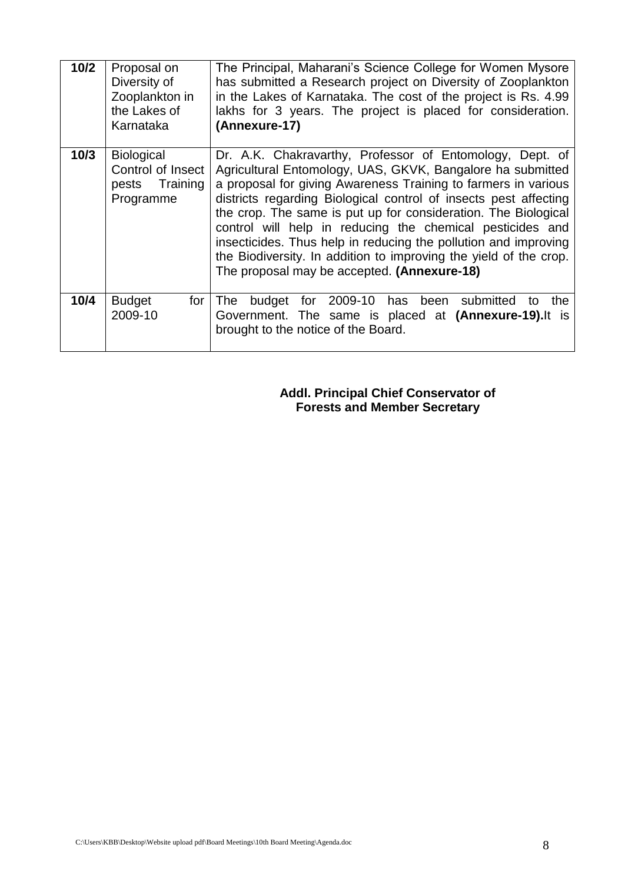| 10/2 | Proposal on Diversity of Zooplankton in the Lakes of Karnataka | The Principal, Maharani's Science College for Women Mysore has submitted a Research project on Diversity of Zooplankton in the Lakes of Karnataka. The cost of the project is Rs. 4.99 lakhs for 3 years. The project is placed for consideration. **(Annexure-17)** |
|---|---|---|
| **10/3** | Biological Control of Insect pests Training Programme | Dr. A.K. Chakravarthy, Professor of Entomology, Dept. of Agricultural Entomology, UAS, GKVK, Bangalore ha submitted a proposal for giving Awareness Training to farmers in various districts regarding Biological control of insects pest affecting the crop. The same is put up for consideration. The Biological control will help in reducing the chemical pesticides and insecticides. Thus help in reducing the pollution and improving the Biodiversity. In addition to improving the yield of the crop. The proposal may be accepted. **(Annexure-18)** |
| **10/4** | Budget for 2009-10 | The budget for 2009-10 has been submitted to the Government. The same is placed at **(Annexure-19).**It is brought to the notice of the Board. |

**Addl. Principal Chief Conservator of Forests and Member Secretary**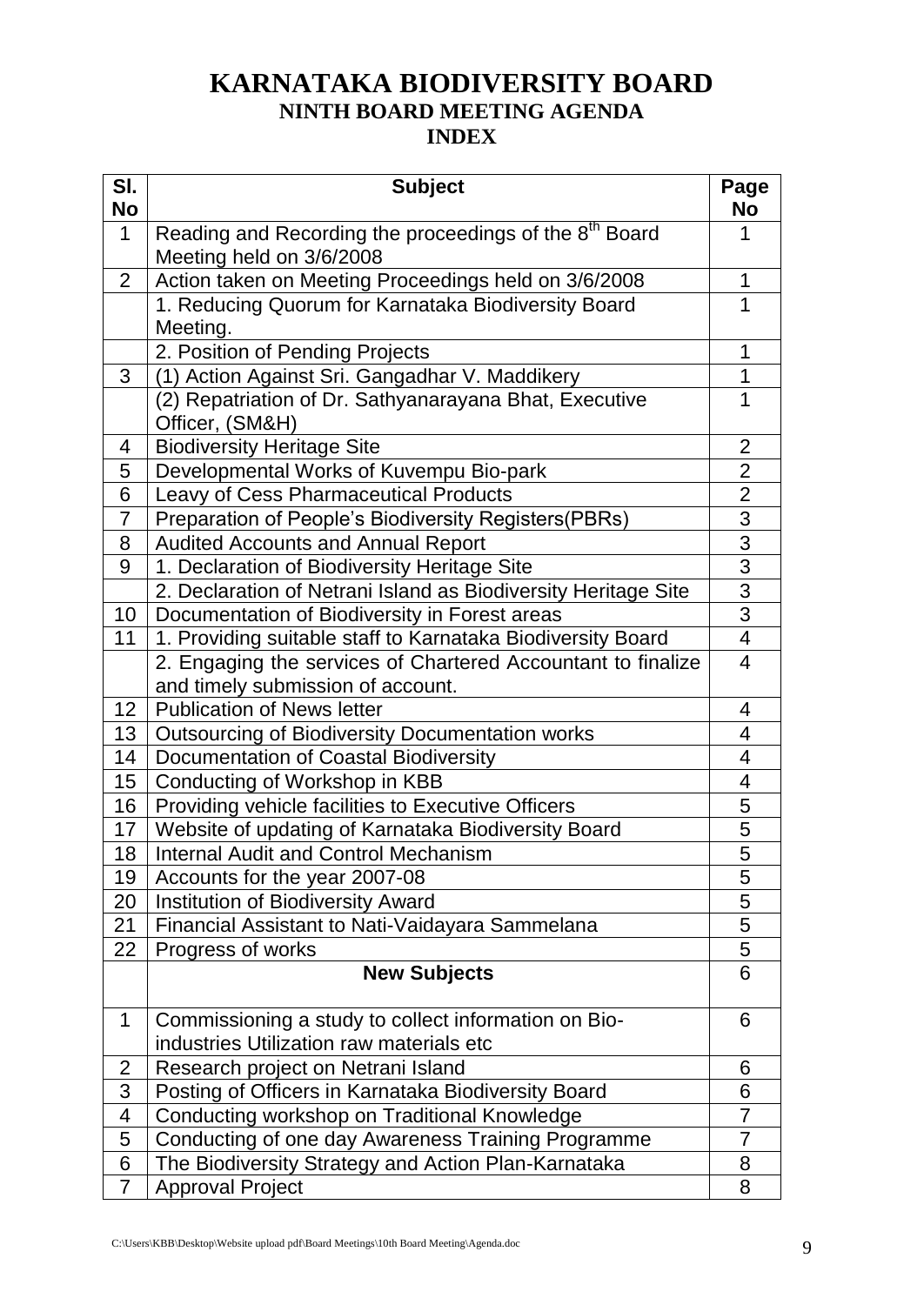# KARNATAKA BIODIVERSITY BOARD

## NINTH BOARD MEETING AGENDA

## INDEX

| Sl. No | Subject | Page No |
|---|---|---|
| 1 | Reading and Recording the proceedings of the 8th Board Meeting held on 3/6/2008 | 1 |
| 2 | Action taken on Meeting Proceedings held on 3/6/2008 | 1 |
| | 1. Reducing Quorum for Karnataka Biodiversity Board Meeting. | 1 |
| | 2. Position of Pending Projects | 1 |
| 3 | (1) Action Against Sri. Gangadhar V. Maddikery | 1 |
| | (2) Repatriation of Dr. Sathyanarayana Bhat, Executive Officer, (SM&H) | 1 |
| 4 | Biodiversity Heritage Site | 2 |
| 5 | Developmental Works of Kuvempu Bio-park | 2 |
| 6 | Leavy of Cess Pharmaceutical Products | 2 |
| 7 | Preparation of People's Biodiversity Registers(PBRs) | 3 |
| 8 | Audited Accounts and Annual Report | 3 |
| 9 | 1. Declaration of Biodiversity Heritage Site | 3 |
| | 2. Declaration of Netrani Island as Biodiversity Heritage Site | 3 |
| 10 | Documentation of Biodiversity in Forest areas | 3 |
| 11 | 1. Providing suitable staff to Karnataka Biodiversity Board | 4 |
| | 2. Engaging the services of Chartered Accountant to finalize and timely submission of account. | 4 |
| 12 | Publication of News letter | 4 |
| 13 | Outsourcing of Biodiversity Documentation works | 4 |
| 14 | Documentation of Coastal Biodiversity | 4 |
| 15 | Conducting of Workshop in KBB | 4 |
| 16 | Providing vehicle facilities to Executive Officers | 5 |
| 17 | Website of updating of Karnataka Biodiversity Board | 5 |
| 18 | Internal Audit and Control Mechanism | 5 |
| 19 | Accounts for the year 2007-08 | 5 |
| 20 | Institution of Biodiversity Award | 5 |
| 21 | Financial Assistant to Nati-Vaidayara Sammelana | 5 |
| 22 | Progress of works | 5 |
| | **New Subjects** | 6 |
| 1 | Commissioning a study to collect information on Bio-industries Utilization raw materials etc | 6 |
| 2 | Research project on Netrani Island | 6 |
| 3 | Posting of Officers in Karnataka Biodiversity Board | 6 |
| 4 | Conducting workshop on Traditional Knowledge | 7 |
| 5 | Conducting of one day Awareness Training Programme | 7 |
| 6 | The Biodiversity Strategy and Action Plan-Karnataka | 8 |
| 7 | Approval Project | 8 |